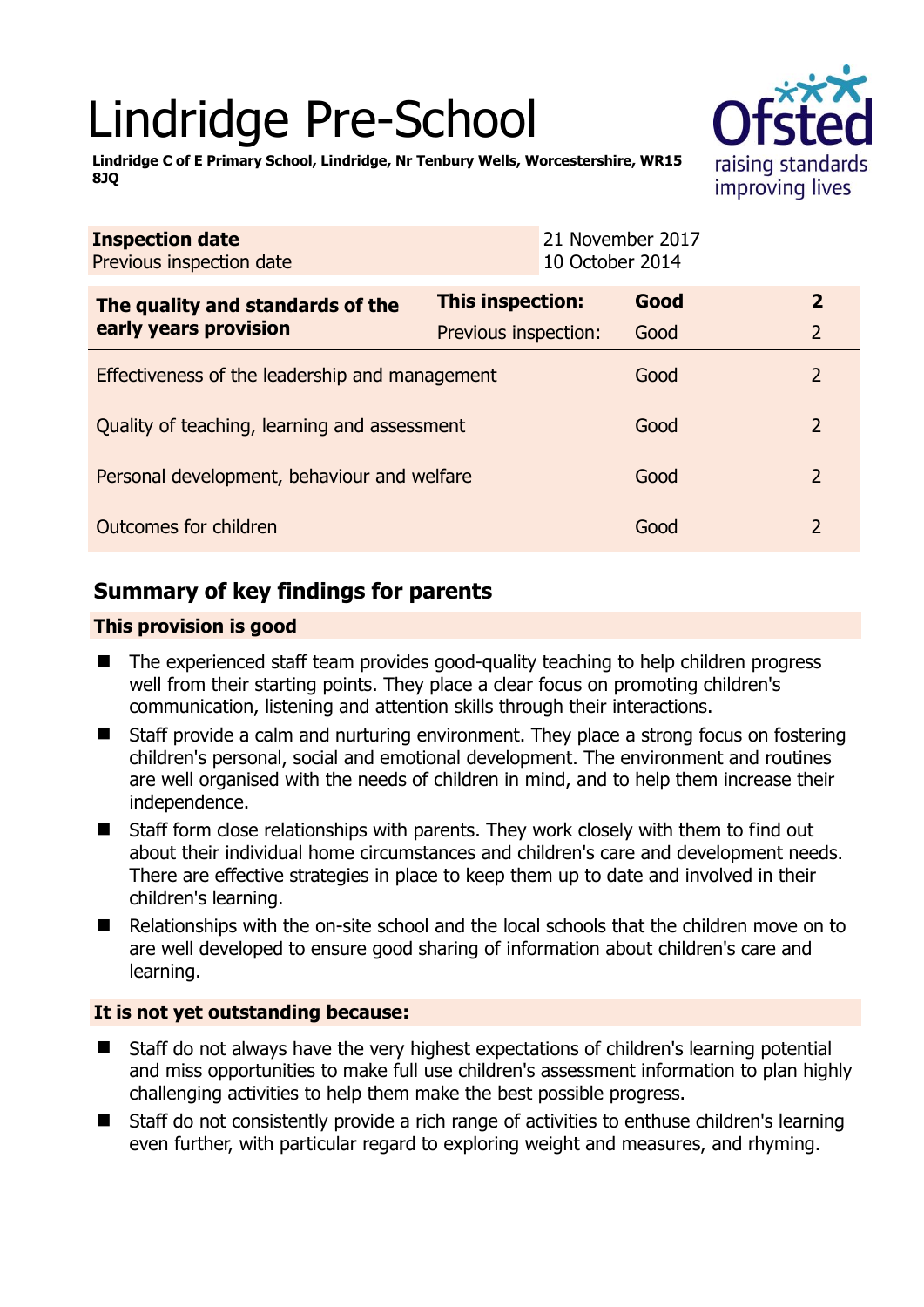# Lindridge Pre-School

**Lindridge C of E Primary School, Lindridge, Nr Tenbury Wells, Worcestershire, WR15 8JQ**

| **Inspection date** | 21 November 2017 |
| --- | --- |
| Previous inspection date | 10 October 2014 |

| **The quality and standards of the early years provision** | **This inspection:** | **Good** | **2** |
| --- | --- | --- | --- |
| | Previous inspection: | Good | 2 |
| Effectiveness of the leadership and management | | Good | 2 |
| Quality of teaching, learning and assessment | | Good | 2 |
| Personal development, behaviour and welfare | | Good | 2 |
| Outcomes for children | | Good | 2 |

## Summary of key findings for parents

### This provision is good

- The experienced staff team provides good-quality teaching to help children progress well from their starting points. They place a clear focus on promoting children's communication, listening and attention skills through their interactions.
- Staff provide a calm and nurturing environment. They place a strong focus on fostering children's personal, social and emotional development. The environment and routines are well organised with the needs of children in mind, and to help them increase their independence.
- Staff form close relationships with parents. They work closely with them to find out about their individual home circumstances and children's care and development needs. There are effective strategies in place to keep them up to date and involved in their children's learning.
- Relationships with the on-site school and the local schools that the children move on to are well developed to ensure good sharing of information about children's care and learning.

### It is not yet outstanding because:

- Staff do not always have the very highest expectations of children's learning potential and miss opportunities to make full use children's assessment information to plan highly challenging activities to help them make the best possible progress.
- Staff do not consistently provide a rich range of activities to enthuse children's learning even further, with particular regard to exploring weight and measures, and rhyming.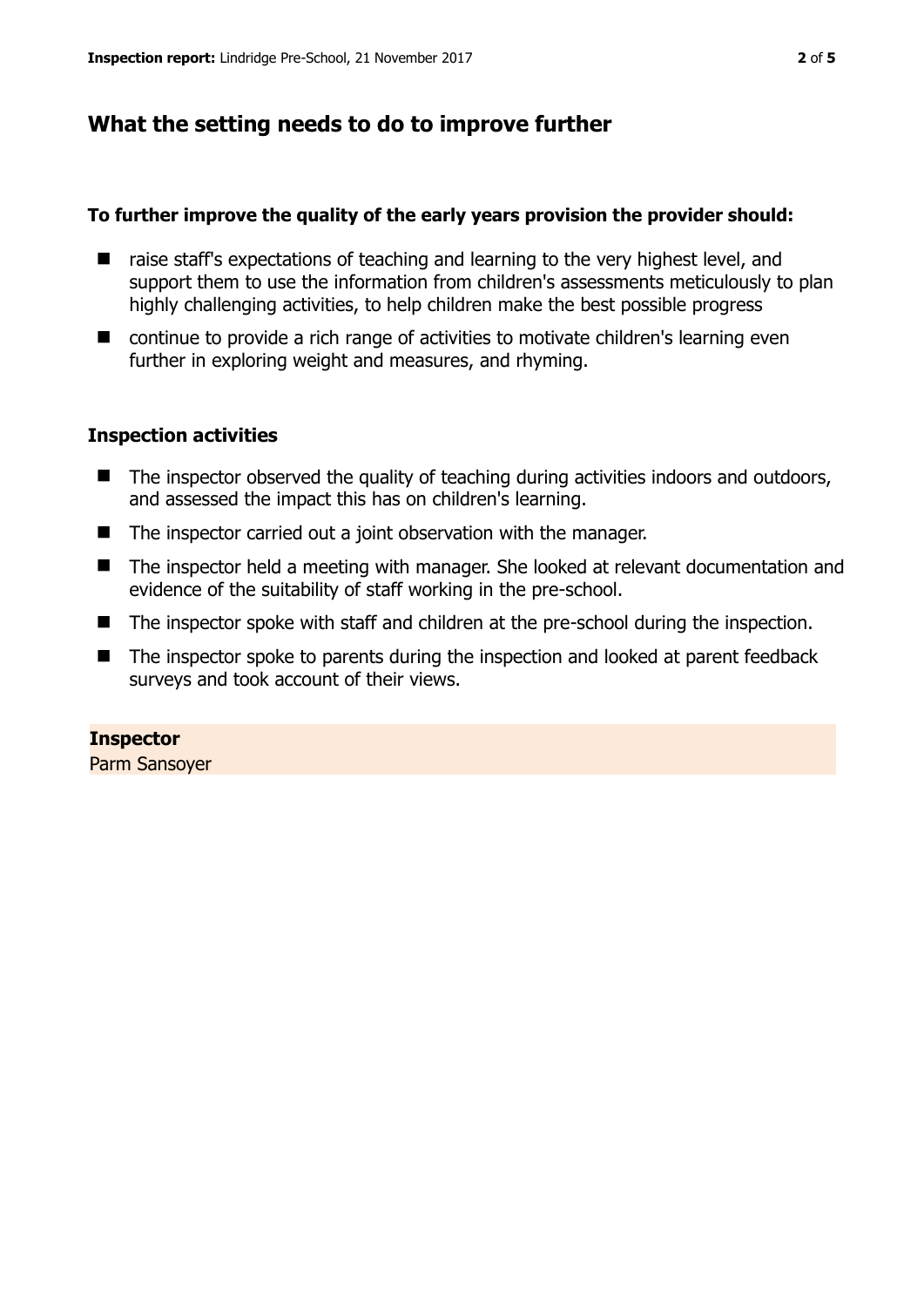## What the setting needs to do to improve further

**To further improve the quality of the early years provision the provider should:**

- raise staff's expectations of teaching and learning to the very highest level, and support them to use the information from children's assessments meticulously to plan highly challenging activities, to help children make the best possible progress
- continue to provide a rich range of activities to motivate children's learning even further in exploring weight and measures, and rhyming.

### Inspection activities

- The inspector observed the quality of teaching during activities indoors and outdoors, and assessed the impact this has on children's learning.
- The inspector carried out a joint observation with the manager.
- The inspector held a meeting with manager. She looked at relevant documentation and evidence of the suitability of staff working in the pre-school.
- The inspector spoke with staff and children at the pre-school during the inspection.
- The inspector spoke to parents during the inspection and looked at parent feedback surveys and took account of their views.

**Inspector**
Parm Sansoyer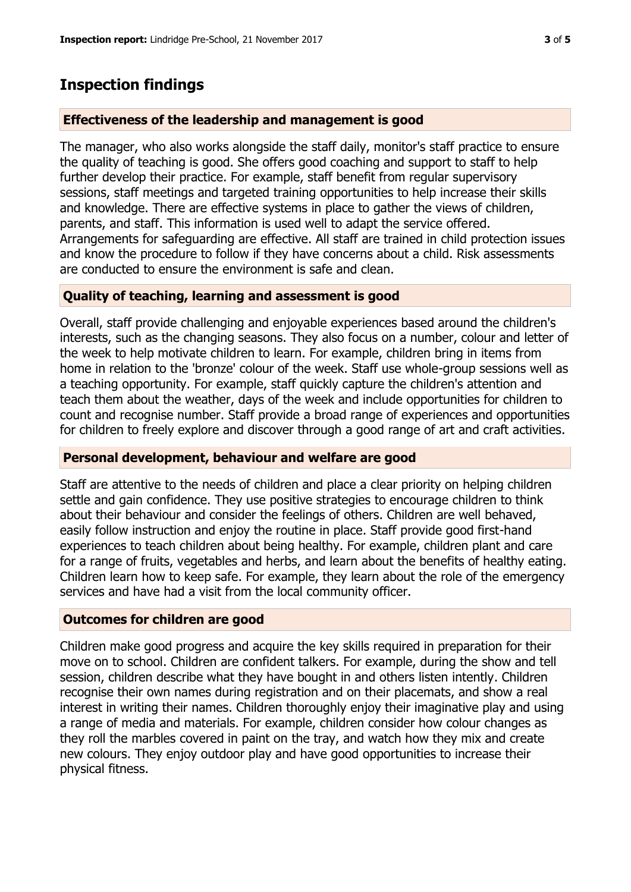## Inspection findings

### Effectiveness of the leadership and management is good

The manager, who also works alongside the staff daily, monitor's staff practice to ensure the quality of teaching is good. She offers good coaching and support to staff to help further develop their practice. For example, staff benefit from regular supervisory sessions, staff meetings and targeted training opportunities to help increase their skills and knowledge. There are effective systems in place to gather the views of children, parents, and staff. This information is used well to adapt the service offered. Arrangements for safeguarding are effective. All staff are trained in child protection issues and know the procedure to follow if they have concerns about a child. Risk assessments are conducted to ensure the environment is safe and clean.

### Quality of teaching, learning and assessment is good

Overall, staff provide challenging and enjoyable experiences based around the children's interests, such as the changing seasons. They also focus on a number, colour and letter of the week to help motivate children to learn. For example, children bring in items from home in relation to the 'bronze' colour of the week. Staff use whole-group sessions well as a teaching opportunity. For example, staff quickly capture the children's attention and teach them about the weather, days of the week and include opportunities for children to count and recognise number. Staff provide a broad range of experiences and opportunities for children to freely explore and discover through a good range of art and craft activities.

### Personal development, behaviour and welfare are good

Staff are attentive to the needs of children and place a clear priority on helping children settle and gain confidence. They use positive strategies to encourage children to think about their behaviour and consider the feelings of others. Children are well behaved, easily follow instruction and enjoy the routine in place. Staff provide good first-hand experiences to teach children about being healthy. For example, children plant and care for a range of fruits, vegetables and herbs, and learn about the benefits of healthy eating. Children learn how to keep safe. For example, they learn about the role of the emergency services and have had a visit from the local community officer.

### Outcomes for children are good

Children make good progress and acquire the key skills required in preparation for their move on to school. Children are confident talkers. For example, during the show and tell session, children describe what they have bought in and others listen intently. Children recognise their own names during registration and on their placemats, and show a real interest in writing their names. Children thoroughly enjoy their imaginative play and using a range of media and materials. For example, children consider how colour changes as they roll the marbles covered in paint on the tray, and watch how they mix and create new colours. They enjoy outdoor play and have good opportunities to increase their physical fitness.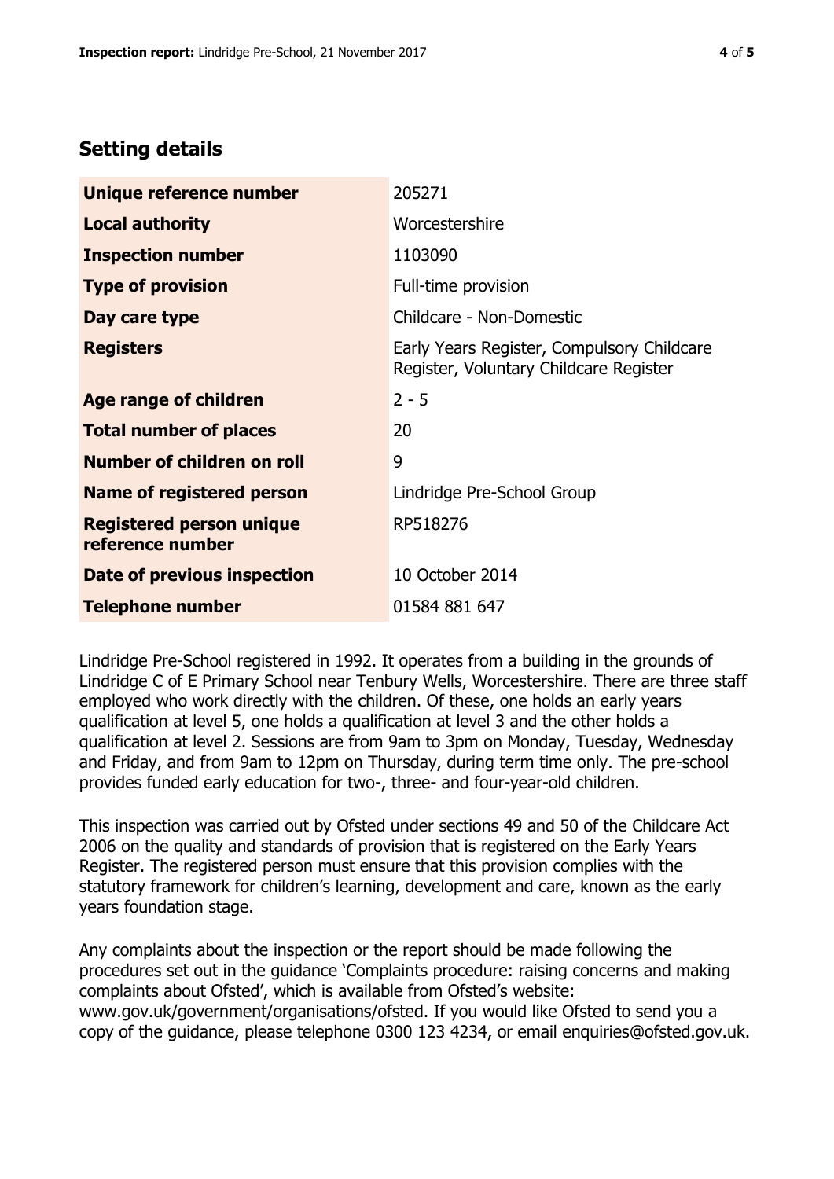## Setting details

| | |
|---|---|
| **Unique reference number** | 205271 |
| **Local authority** | Worcestershire |
| **Inspection number** | 1103090 |
| **Type of provision** | Full-time provision |
| **Day care type** | Childcare - Non-Domestic |
| **Registers** | Early Years Register, Compulsory Childcare Register, Voluntary Childcare Register |
| **Age range of children** | 2 - 5 |
| **Total number of places** | 20 |
| **Number of children on roll** | 9 |
| **Name of registered person** | Lindridge Pre-School Group |
| **Registered person unique reference number** | RP518276 |
| **Date of previous inspection** | 10 October 2014 |
| **Telephone number** | 01584 881 647 |

Lindridge Pre-School registered in 1992. It operates from a building in the grounds of Lindridge C of E Primary School near Tenbury Wells, Worcestershire. There are three staff employed who work directly with the children. Of these, one holds an early years qualification at level 5, one holds a qualification at level 3 and the other holds a qualification at level 2. Sessions are from 9am to 3pm on Monday, Tuesday, Wednesday and Friday, and from 9am to 12pm on Thursday, during term time only. The pre-school provides funded early education for two-, three- and four-year-old children.

This inspection was carried out by Ofsted under sections 49 and 50 of the Childcare Act 2006 on the quality and standards of provision that is registered on the Early Years Register. The registered person must ensure that this provision complies with the statutory framework for children's learning, development and care, known as the early years foundation stage.

Any complaints about the inspection or the report should be made following the procedures set out in the guidance 'Complaints procedure: raising concerns and making complaints about Ofsted', which is available from Ofsted's website: www.gov.uk/government/organisations/ofsted. If you would like Ofsted to send you a copy of the guidance, please telephone 0300 123 4234, or email enquiries@ofsted.gov.uk.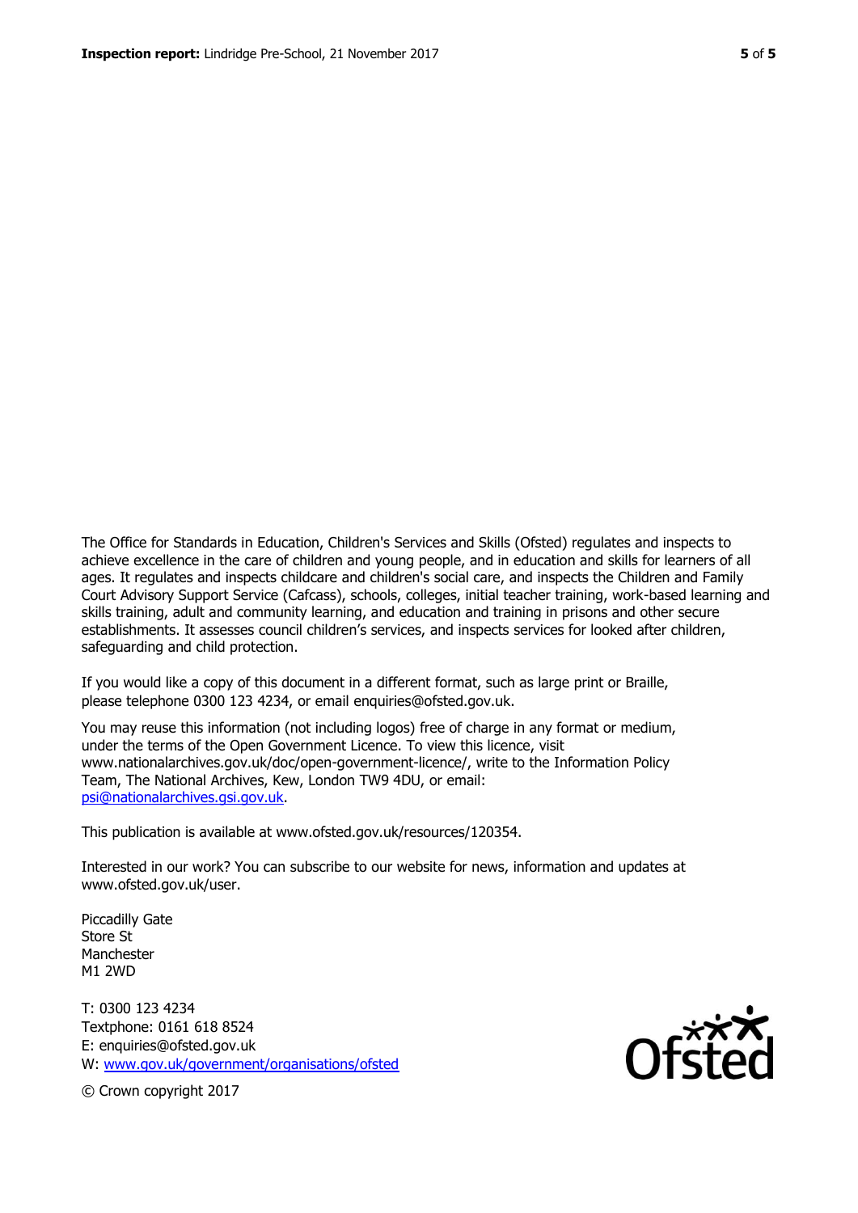The Office for Standards in Education, Children's Services and Skills (Ofsted) regulates and inspects to achieve excellence in the care of children and young people, and in education and skills for learners of all ages. It regulates and inspects childcare and children's social care, and inspects the Children and Family Court Advisory Support Service (Cafcass), schools, colleges, initial teacher training, work-based learning and skills training, adult and community learning, and education and training in prisons and other secure establishments. It assesses council children's services, and inspects services for looked after children, safeguarding and child protection.

If you would like a copy of this document in a different format, such as large print or Braille, please telephone 0300 123 4234, or email enquiries@ofsted.gov.uk.

You may reuse this information (not including logos) free of charge in any format or medium, under the terms of the Open Government Licence. To view this licence, visit www.nationalarchives.gov.uk/doc/open-government-licence/, write to the Information Policy Team, The National Archives, Kew, London TW9 4DU, or email: psi@nationalarchives.gsi.gov.uk.

This publication is available at www.ofsted.gov.uk/resources/120354.

Interested in our work? You can subscribe to our website for news, information and updates at www.ofsted.gov.uk/user.

Piccadilly Gate
Store St
Manchester
M1 2WD

T: 0300 123 4234
Textphone: 0161 618 8524
E: enquiries@ofsted.gov.uk
W: www.gov.uk/government/organisations/ofsted

© Crown copyright 2017